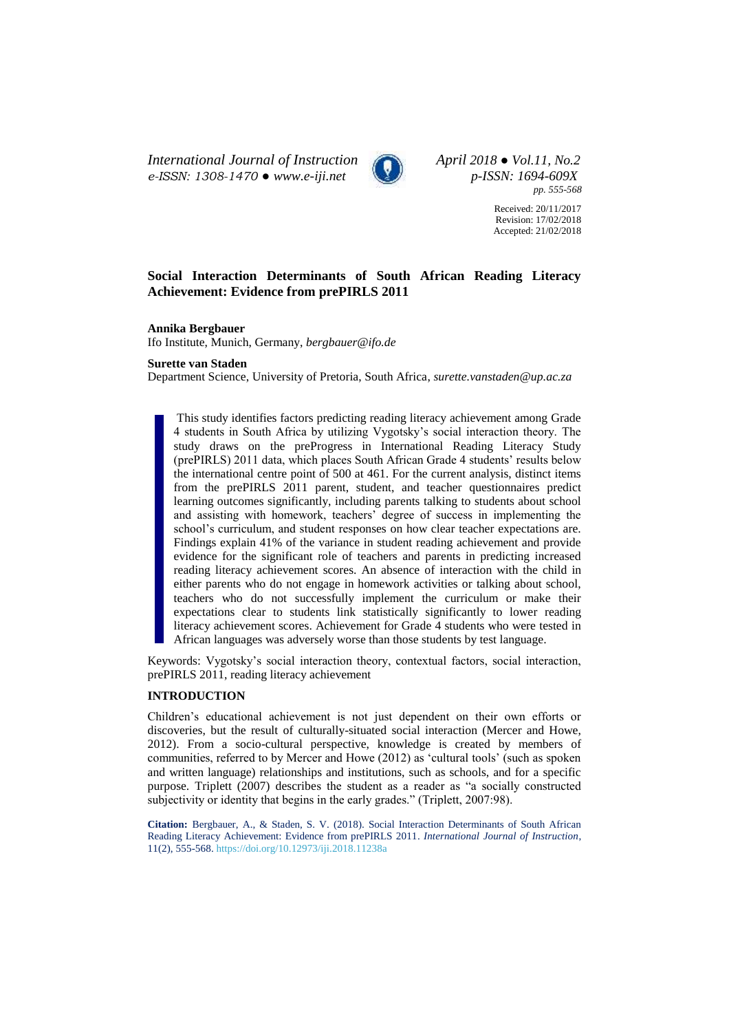*International Journal of Instruction* *April 2018 ● Vol.11, No.2*
*e-ISSN: 1308-1470 ● www.e-iji.net* *p-ISSN: 1694-609X*
*pp. 555-568*

Received: 20/11/2017
Revision: 17/02/2018
Accepted: 21/02/2018

# Social Interaction Determinants of South African Reading Literacy Achievement: Evidence from prePIRLS 2011

**Annika Bergbauer**
Ifo Institute, Munich, Germany, *bergbauer@ifo.de*

**Surette van Staden**
Department Science, University of Pretoria, South Africa, *surette.vanstaden@up.ac.za*

This study identifies factors predicting reading literacy achievement among Grade 4 students in South Africa by utilizing Vygotsky's social interaction theory. The study draws on the preProgress in International Reading Literacy Study (prePIRLS) 2011 data, which places South African Grade 4 students' results below the international centre point of 500 at 461. For the current analysis, distinct items from the prePIRLS 2011 parent, student, and teacher questionnaires predict learning outcomes significantly, including parents talking to students about school and assisting with homework, teachers' degree of success in implementing the school's curriculum, and student responses on how clear teacher expectations are. Findings explain 41% of the variance in student reading achievement and provide evidence for the significant role of teachers and parents in predicting increased reading literacy achievement scores. An absence of interaction with the child in either parents who do not engage in homework activities or talking about school, teachers who do not successfully implement the curriculum or make their expectations clear to students link statistically significantly to lower reading literacy achievement scores. Achievement for Grade 4 students who were tested in African languages was adversely worse than those students by test language.

Keywords: Vygotsky's social interaction theory, contextual factors, social interaction, prePIRLS 2011, reading literacy achievement

## INTRODUCTION

Children's educational achievement is not just dependent on their own efforts or discoveries, but the result of culturally-situated social interaction (Mercer and Howe, 2012). From a socio-cultural perspective, knowledge is created by members of communities, referred to by Mercer and Howe (2012) as 'cultural tools' (such as spoken and written language) relationships and institutions, such as schools, and for a specific purpose. Triplett (2007) describes the student as a reader as "a socially constructed subjectivity or identity that begins in the early grades." (Triplett, 2007:98).

**Citation:** Bergbauer, A., & Staden, S. V. (2018). Social Interaction Determinants of South African Reading Literacy Achievement: Evidence from prePIRLS 2011. *International Journal of Instruction*, 11(2), 555-568. https://doi.org/10.12973/iji.2018.11238a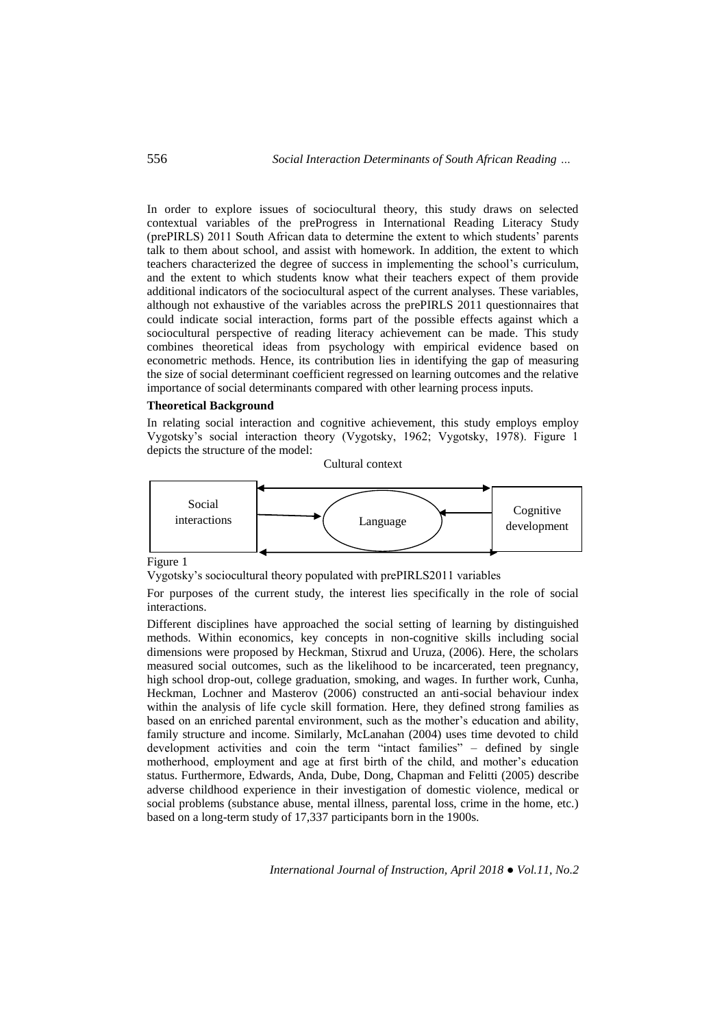In order to explore issues of sociocultural theory, this study draws on selected contextual variables of the preProgress in International Reading Literacy Study (prePIRLS) 2011 South African data to determine the extent to which students' parents talk to them about school, and assist with homework. In addition, the extent to which teachers characterized the degree of success in implementing the school's curriculum, and the extent to which students know what their teachers expect of them provide additional indicators of the sociocultural aspect of the current analyses. These variables, although not exhaustive of the variables across the prePIRLS 2011 questionnaires that could indicate social interaction, forms part of the possible effects against which a sociocultural perspective of reading literacy achievement can be made. This study combines theoretical ideas from psychology with empirical evidence based on econometric methods. Hence, its contribution lies in identifying the gap of measuring the size of social determinant coefficient regressed on learning outcomes and the relative importance of social determinants compared with other learning process inputs.

**Theoretical Background**

In relating social interaction and cognitive achievement, this study employs employ Vygotsky's social interaction theory (Vygotsky, 1962; Vygotsky, 1978). Figure 1 depicts the structure of the model:

Cultural context

Social interactions → Language ← Cognitive development

Figure 1

Vygotsky's sociocultural theory populated with prePIRLS2011 variables

For purposes of the current study, the interest lies specifically in the role of social interactions.

Different disciplines have approached the social setting of learning by distinguished methods. Within economics, key concepts in non-cognitive skills including social dimensions were proposed by Heckman, Stixrud and Uruza, (2006). Here, the scholars measured social outcomes, such as the likelihood to be incarcerated, teen pregnancy, high school drop-out, college graduation, smoking, and wages. In further work, Cunha, Heckman, Lochner and Masterov (2006) constructed an anti-social behaviour index within the analysis of life cycle skill formation. Here, they defined strong families as based on an enriched parental environment, such as the mother's education and ability, family structure and income. Similarly, McLanahan (2004) uses time devoted to child development activities and coin the term "intact families" – defined by single motherhood, employment and age at first birth of the child, and mother's education status. Furthermore, Edwards, Anda, Dube, Dong, Chapman and Felitti (2005) describe adverse childhood experience in their investigation of domestic violence, medical or social problems (substance abuse, mental illness, parental loss, crime in the home, etc.) based on a long-term study of 17,337 participants born in the 1900s.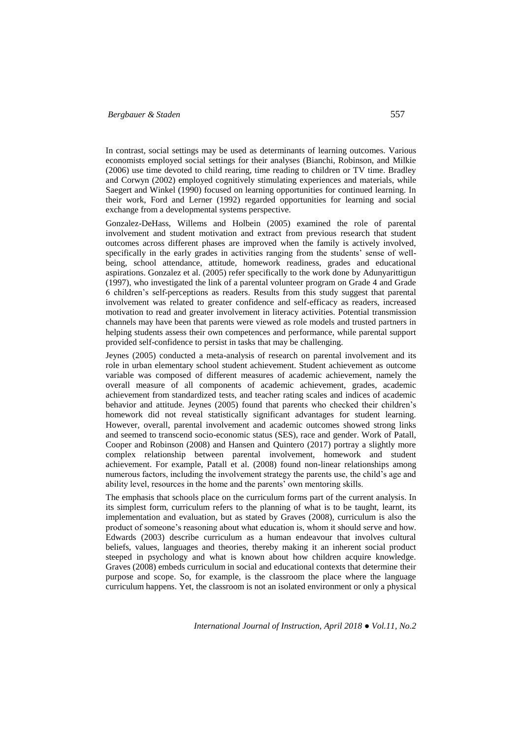In contrast, social settings may be used as determinants of learning outcomes. Various economists employed social settings for their analyses (Bianchi, Robinson, and Milkie (2006) use time devoted to child rearing, time reading to children or TV time. Bradley and Corwyn (2002) employed cognitively stimulating experiences and materials, while Saegert and Winkel (1990) focused on learning opportunities for continued learning. In their work, Ford and Lerner (1992) regarded opportunities for learning and social exchange from a developmental systems perspective.

Gonzalez-DeHass, Willems and Holbein (2005) examined the role of parental involvement and student motivation and extract from previous research that student outcomes across different phases are improved when the family is actively involved, specifically in the early grades in activities ranging from the students' sense of well-being, school attendance, attitude, homework readiness, grades and educational aspirations. Gonzalez et al. (2005) refer specifically to the work done by Adunyarittigun (1997), who investigated the link of a parental volunteer program on Grade 4 and Grade 6 children's self-perceptions as readers. Results from this study suggest that parental involvement was related to greater confidence and self-efficacy as readers, increased motivation to read and greater involvement in literacy activities. Potential transmission channels may have been that parents were viewed as role models and trusted partners in helping students assess their own competences and performance, while parental support provided self-confidence to persist in tasks that may be challenging.

Jeynes (2005) conducted a meta-analysis of research on parental involvement and its role in urban elementary school student achievement. Student achievement as outcome variable was composed of different measures of academic achievement, namely the overall measure of all components of academic achievement, grades, academic achievement from standardized tests, and teacher rating scales and indices of academic behavior and attitude. Jeynes (2005) found that parents who checked their children's homework did not reveal statistically significant advantages for student learning. However, overall, parental involvement and academic outcomes showed strong links and seemed to transcend socio-economic status (SES), race and gender. Work of Patall, Cooper and Robinson (2008) and Hansen and Quintero (2017) portray a slightly more complex relationship between parental involvement, homework and student achievement. For example, Patall et al. (2008) found non-linear relationships among numerous factors, including the involvement strategy the parents use, the child's age and ability level, resources in the home and the parents' own mentoring skills.

The emphasis that schools place on the curriculum forms part of the current analysis. In its simplest form, curriculum refers to the planning of what is to be taught, learnt, its implementation and evaluation, but as stated by Graves (2008), curriculum is also the product of someone's reasoning about what education is, whom it should serve and how. Edwards (2003) describe curriculum as a human endeavour that involves cultural beliefs, values, languages and theories, thereby making it an inherent social product steeped in psychology and what is known about how children acquire knowledge. Graves (2008) embeds curriculum in social and educational contexts that determine their purpose and scope. So, for example, is the classroom the place where the language curriculum happens. Yet, the classroom is not an isolated environment or only a physical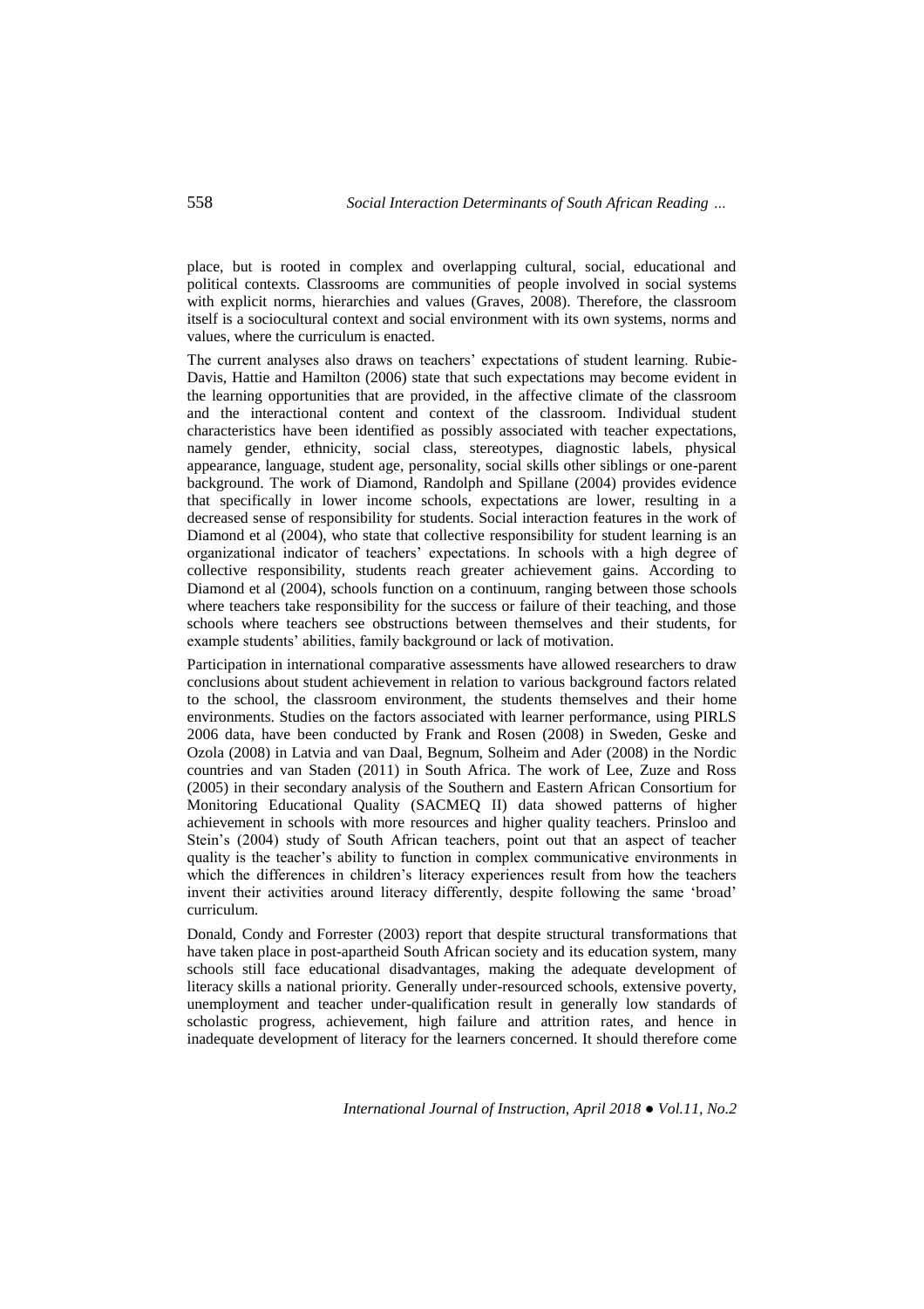place, but is rooted in complex and overlapping cultural, social, educational and political contexts. Classrooms are communities of people involved in social systems with explicit norms, hierarchies and values (Graves, 2008). Therefore, the classroom itself is a sociocultural context and social environment with its own systems, norms and values, where the curriculum is enacted.

The current analyses also draws on teachers' expectations of student learning. Rubie-Davis, Hattie and Hamilton (2006) state that such expectations may become evident in the learning opportunities that are provided, in the affective climate of the classroom and the interactional content and context of the classroom. Individual student characteristics have been identified as possibly associated with teacher expectations, namely gender, ethnicity, social class, stereotypes, diagnostic labels, physical appearance, language, student age, personality, social skills other siblings or one-parent background. The work of Diamond, Randolph and Spillane (2004) provides evidence that specifically in lower income schools, expectations are lower, resulting in a decreased sense of responsibility for students. Social interaction features in the work of Diamond et al (2004), who state that collective responsibility for student learning is an organizational indicator of teachers' expectations. In schools with a high degree of collective responsibility, students reach greater achievement gains. According to Diamond et al (2004), schools function on a continuum, ranging between those schools where teachers take responsibility for the success or failure of their teaching, and those schools where teachers see obstructions between themselves and their students, for example students' abilities, family background or lack of motivation.

Participation in international comparative assessments have allowed researchers to draw conclusions about student achievement in relation to various background factors related to the school, the classroom environment, the students themselves and their home environments. Studies on the factors associated with learner performance, using PIRLS 2006 data, have been conducted by Frank and Rosen (2008) in Sweden, Geske and Ozola (2008) in Latvia and van Daal, Begnum, Solheim and Ader (2008) in the Nordic countries and van Staden (2011) in South Africa. The work of Lee, Zuze and Ross (2005) in their secondary analysis of the Southern and Eastern African Consortium for Monitoring Educational Quality (SACMEQ II) data showed patterns of higher achievement in schools with more resources and higher quality teachers. Prinsloo and Stein's (2004) study of South African teachers, point out that an aspect of teacher quality is the teacher's ability to function in complex communicative environments in which the differences in children's literacy experiences result from how the teachers invent their activities around literacy differently, despite following the same 'broad' curriculum.

Donald, Condy and Forrester (2003) report that despite structural transformations that have taken place in post-apartheid South African society and its education system, many schools still face educational disadvantages, making the adequate development of literacy skills a national priority. Generally under-resourced schools, extensive poverty, unemployment and teacher under-qualification result in generally low standards of scholastic progress, achievement, high failure and attrition rates, and hence in inadequate development of literacy for the learners concerned. It should therefore come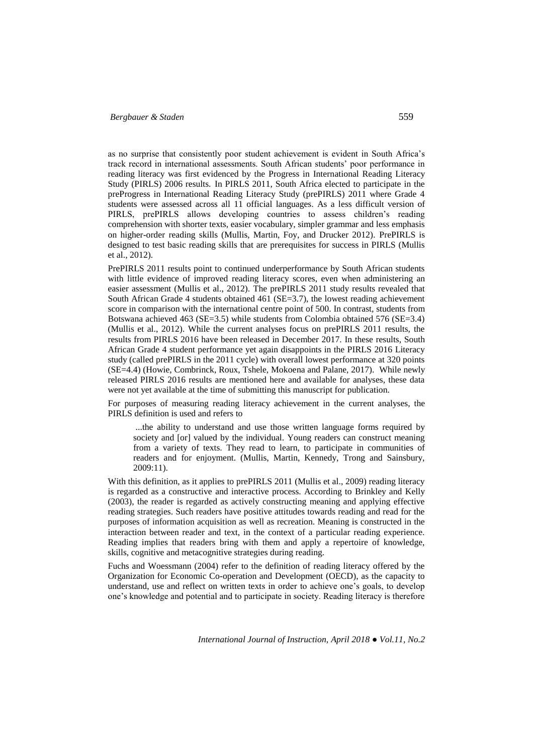as no surprise that consistently poor student achievement is evident in South Africa's track record in international assessments. South African students' poor performance in reading literacy was first evidenced by the Progress in International Reading Literacy Study (PIRLS) 2006 results. In PIRLS 2011, South Africa elected to participate in the preProgress in International Reading Literacy Study (prePIRLS) 2011 where Grade 4 students were assessed across all 11 official languages. As a less difficult version of PIRLS, prePIRLS allows developing countries to assess children's reading comprehension with shorter texts, easier vocabulary, simpler grammar and less emphasis on higher-order reading skills (Mullis, Martin, Foy, and Drucker 2012). PrePIRLS is designed to test basic reading skills that are prerequisites for success in PIRLS (Mullis et al., 2012).

PrePIRLS 2011 results point to continued underperformance by South African students with little evidence of improved reading literacy scores, even when administering an easier assessment (Mullis et al., 2012). The prePIRLS 2011 study results revealed that South African Grade 4 students obtained 461 (SE=3.7), the lowest reading achievement score in comparison with the international centre point of 500. In contrast, students from Botswana achieved 463 (SE=3.5) while students from Colombia obtained 576 (SE=3.4) (Mullis et al., 2012). While the current analyses focus on prePIRLS 2011 results, the results from PIRLS 2016 have been released in December 2017. In these results, South African Grade 4 student performance yet again disappoints in the PIRLS 2016 Literacy study (called prePIRLS in the 2011 cycle) with overall lowest performance at 320 points (SE=4.4) (Howie, Combrinck, Roux, Tshele, Mokoena and Palane, 2017). While newly released PIRLS 2016 results are mentioned here and available for analyses, these data were not yet available at the time of submitting this manuscript for publication.

For purposes of measuring reading literacy achievement in the current analyses, the PIRLS definition is used and refers to

> ...the ability to understand and use those written language forms required by society and [or] valued by the individual. Young readers can construct meaning from a variety of texts. They read to learn, to participate in communities of readers and for enjoyment. (Mullis, Martin, Kennedy, Trong and Sainsbury, 2009:11).

With this definition, as it applies to prePIRLS 2011 (Mullis et al., 2009) reading literacy is regarded as a constructive and interactive process. According to Brinkley and Kelly (2003), the reader is regarded as actively constructing meaning and applying effective reading strategies. Such readers have positive attitudes towards reading and read for the purposes of information acquisition as well as recreation. Meaning is constructed in the interaction between reader and text, in the context of a particular reading experience. Reading implies that readers bring with them and apply a repertoire of knowledge, skills, cognitive and metacognitive strategies during reading.

Fuchs and Woessmann (2004) refer to the definition of reading literacy offered by the Organization for Economic Co-operation and Development (OECD), as the capacity to understand, use and reflect on written texts in order to achieve one's goals, to develop one's knowledge and potential and to participate in society. Reading literacy is therefore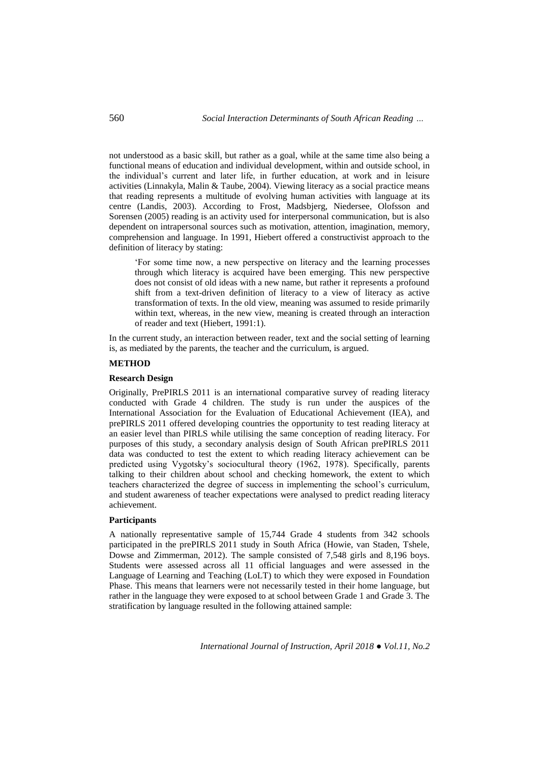not understood as a basic skill, but rather as a goal, while at the same time also being a functional means of education and individual development, within and outside school, in the individual's current and later life, in further education, at work and in leisure activities (Linnakyla, Malin & Taube, 2004). Viewing literacy as a social practice means that reading represents a multitude of evolving human activities with language at its centre (Landis, 2003). According to Frost, Madsbjerg, Niedersee, Olofsson and Sorensen (2005) reading is an activity used for interpersonal communication, but is also dependent on intrapersonal sources such as motivation, attention, imagination, memory, comprehension and language. In 1991, Hiebert offered a constructivist approach to the definition of literacy by stating:

> 'For some time now, a new perspective on literacy and the learning processes through which literacy is acquired have been emerging. This new perspective does not consist of old ideas with a new name, but rather it represents a profound shift from a text-driven definition of literacy to a view of literacy as active transformation of texts. In the old view, meaning was assumed to reside primarily within text, whereas, in the new view, meaning is created through an interaction of reader and text (Hiebert, 1991:1).

In the current study, an interaction between reader, text and the social setting of learning is, as mediated by the parents, the teacher and the curriculum, is argued.

## METHOD

### Research Design

Originally, PrePIRLS 2011 is an international comparative survey of reading literacy conducted with Grade 4 children. The study is run under the auspices of the International Association for the Evaluation of Educational Achievement (IEA), and prePIRLS 2011 offered developing countries the opportunity to test reading literacy at an easier level than PIRLS while utilising the same conception of reading literacy. For purposes of this study, a secondary analysis design of South African prePIRLS 2011 data was conducted to test the extent to which reading literacy achievement can be predicted using Vygotsky's sociocultural theory (1962, 1978). Specifically, parents talking to their children about school and checking homework, the extent to which teachers characterized the degree of success in implementing the school's curriculum, and student awareness of teacher expectations were analysed to predict reading literacy achievement.

### Participants

A nationally representative sample of 15,744 Grade 4 students from 342 schools participated in the prePIRLS 2011 study in South Africa (Howie, van Staden, Tshele, Dowse and Zimmerman, 2012). The sample consisted of 7,548 girls and 8,196 boys. Students were assessed across all 11 official languages and were assessed in the Language of Learning and Teaching (LoLT) to which they were exposed in Foundation Phase. This means that learners were not necessarily tested in their home language, but rather in the language they were exposed to at school between Grade 1 and Grade 3. The stratification by language resulted in the following attained sample: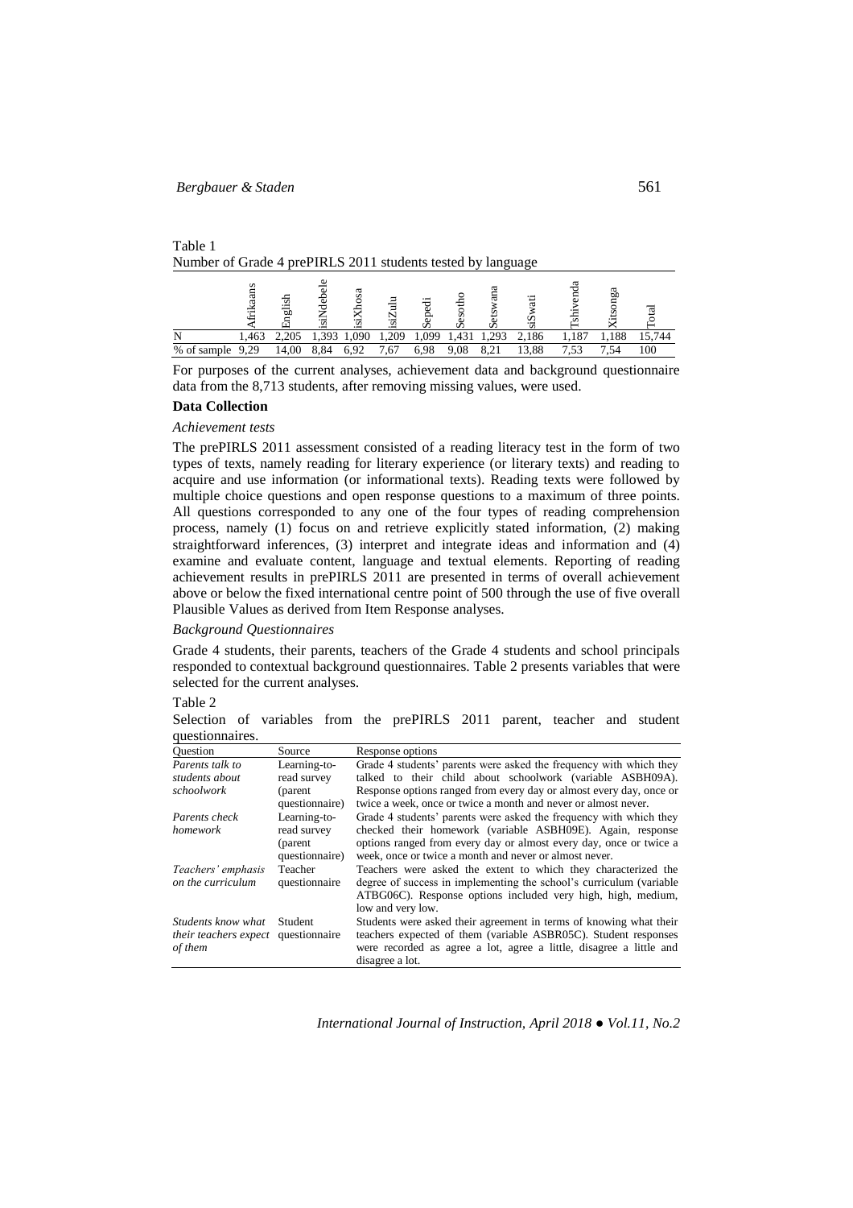Table 1
Number of Grade 4 prePIRLS 2011 students tested by language

| | Afrikaans | English | isiNdebele | isiXhosa | isiZulu | Sepedi | Sesotho | Setswana | siSwati | Tshivenda | Xitsonga | Total |
|---|---|---|---|---|---|---|---|---|---|---|---|---|
| N | 1,463 | 2,205 | 1,393 | 1,090 | 1,209 | 1,099 | 1,431 | 1,293 | 2,186 | 1,187 | 1,188 | 15,744 |
| % of sample | 9,29 | 14,00 | 8,84 | 6,92 | 7,67 | 6,98 | 9,08 | 8,21 | 13,88 | 7,53 | 7,54 | 100 |

For purposes of the current analyses, achievement data and background questionnaire data from the 8,713 students, after removing missing values, were used.

**Data Collection**

*Achievement tests*

The prePIRLS 2011 assessment consisted of a reading literacy test in the form of two types of texts, namely reading for literary experience (or literary texts) and reading to acquire and use information (or informational texts). Reading texts were followed by multiple choice questions and open response questions to a maximum of three points. All questions corresponded to any one of the four types of reading comprehension process, namely (1) focus on and retrieve explicitly stated information, (2) making straightforward inferences, (3) interpret and integrate ideas and information and (4) examine and evaluate content, language and textual elements. Reporting of reading achievement results in prePIRLS 2011 are presented in terms of overall achievement above or below the fixed international centre point of 500 through the use of five overall Plausible Values as derived from Item Response analyses.

*Background Questionnaires*

Grade 4 students, their parents, teachers of the Grade 4 students and school principals responded to contextual background questionnaires. Table 2 presents variables that were selected for the current analyses.

Table 2
Selection of variables from the prePIRLS 2011 parent, teacher and student questionnaires.

| Question | Source | Response options |
|---|---|---|
| *Parents talk to students about schoolwork* | Learning-to-read survey (parent questionnaire) | Grade 4 students' parents were asked the frequency with which they talked to their child about schoolwork (variable ASBH09A). Response options ranged from every day or almost every day, once or twice a week, once or twice a month and never or almost never. |
| *Parents check homework* | Learning-to-read survey (parent questionnaire) | Grade 4 students' parents were asked the frequency with which they checked their homework (variable ASBH09E). Again, response options ranged from every day or almost every day, once or twice a week, once or twice a month and never or almost never. |
| *Teachers' emphasis on the curriculum* | Teacher questionnaire | Teachers were asked the extent to which they characterized the degree of success in implementing the school's curriculum (variable ATBG06C). Response options included very high, high, medium, low and very low. |
| *Students know what their teachers expect of them* | Student questionnaire | Students were asked their agreement in terms of knowing what their teachers expected of them (variable ASBR05C). Student responses were recorded as agree a lot, agree a little, disagree a little and disagree a lot. |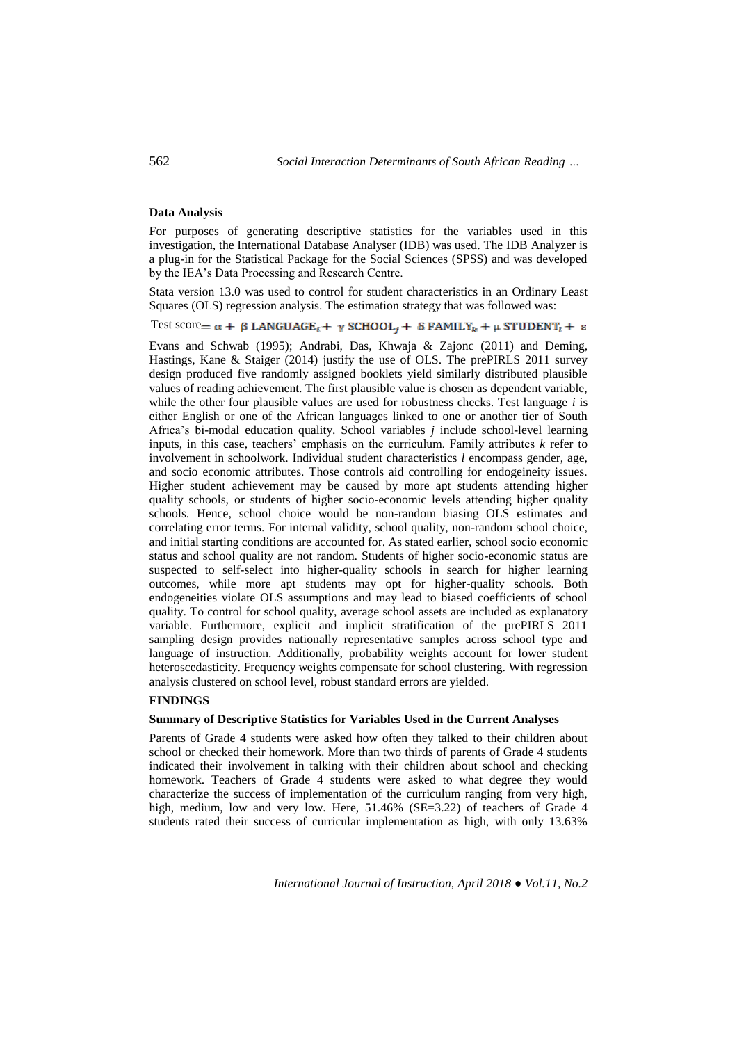**Data Analysis**

For purposes of generating descriptive statistics for the variables used in this investigation, the International Database Analyser (IDB) was used. The IDB Analyzer is a plug-in for the Statistical Package for the Social Sciences (SPSS) and was developed by the IEA's Data Processing and Research Centre.

Stata version 13.0 was used to control for student characteristics in an Ordinary Least Squares (OLS) regression analysis. The estimation strategy that was followed was:

$$\text{Test score} = \alpha + \beta \, \text{LANGUAGE}_i + \gamma \, \text{SCHOOL}_j + \delta \, \text{FAMILY}_k + \mu \, \text{STUDENT}_l + \varepsilon$$

Evans and Schwab (1995); Andrabi, Das, Khwaja & Zajonc (2011) and Deming, Hastings, Kane & Staiger (2014) justify the use of OLS. The prePIRLS 2011 survey design produced five randomly assigned booklets yield similarly distributed plausible values of reading achievement. The first plausible value is chosen as dependent variable, while the other four plausible values are used for robustness checks. Test language $i$ is either English or one of the African languages linked to one or another tier of South Africa's bi-modal education quality. School variables $j$ include school-level learning inputs, in this case, teachers' emphasis on the curriculum. Family attributes $k$ refer to involvement in schoolwork. Individual student characteristics $l$ encompass gender, age, and socio economic attributes. Those controls aid controlling for endogeineity issues. Higher student achievement may be caused by more apt students attending higher quality schools, or students of higher socio-economic levels attending higher quality schools. Hence, school choice would be non-random biasing OLS estimates and correlating error terms. For internal validity, school quality, non-random school choice, and initial starting conditions are accounted for. As stated earlier, school socio economic status and school quality are not random. Students of higher socio-economic status are suspected to self-select into higher-quality schools in search for higher learning outcomes, while more apt students may opt for higher-quality schools. Both endogeneities violate OLS assumptions and may lead to biased coefficients of school quality. To control for school quality, average school assets are included as explanatory variable. Furthermore, explicit and implicit stratification of the prePIRLS 2011 sampling design provides nationally representative samples across school type and language of instruction. Additionally, probability weights account for lower student heteroscedasticity. Frequency weights compensate for school clustering. With regression analysis clustered on school level, robust standard errors are yielded.

## FINDINGS

### Summary of Descriptive Statistics for Variables Used in the Current Analyses

Parents of Grade 4 students were asked how often they talked to their children about school or checked their homework. More than two thirds of parents of Grade 4 students indicated their involvement in talking with their children about school and checking homework. Teachers of Grade 4 students were asked to what degree they would characterize the success of implementation of the curriculum ranging from very high, high, medium, low and very low. Here, 51.46% (SE=3.22) of teachers of Grade 4 students rated their success of curricular implementation as high, with only 13.63%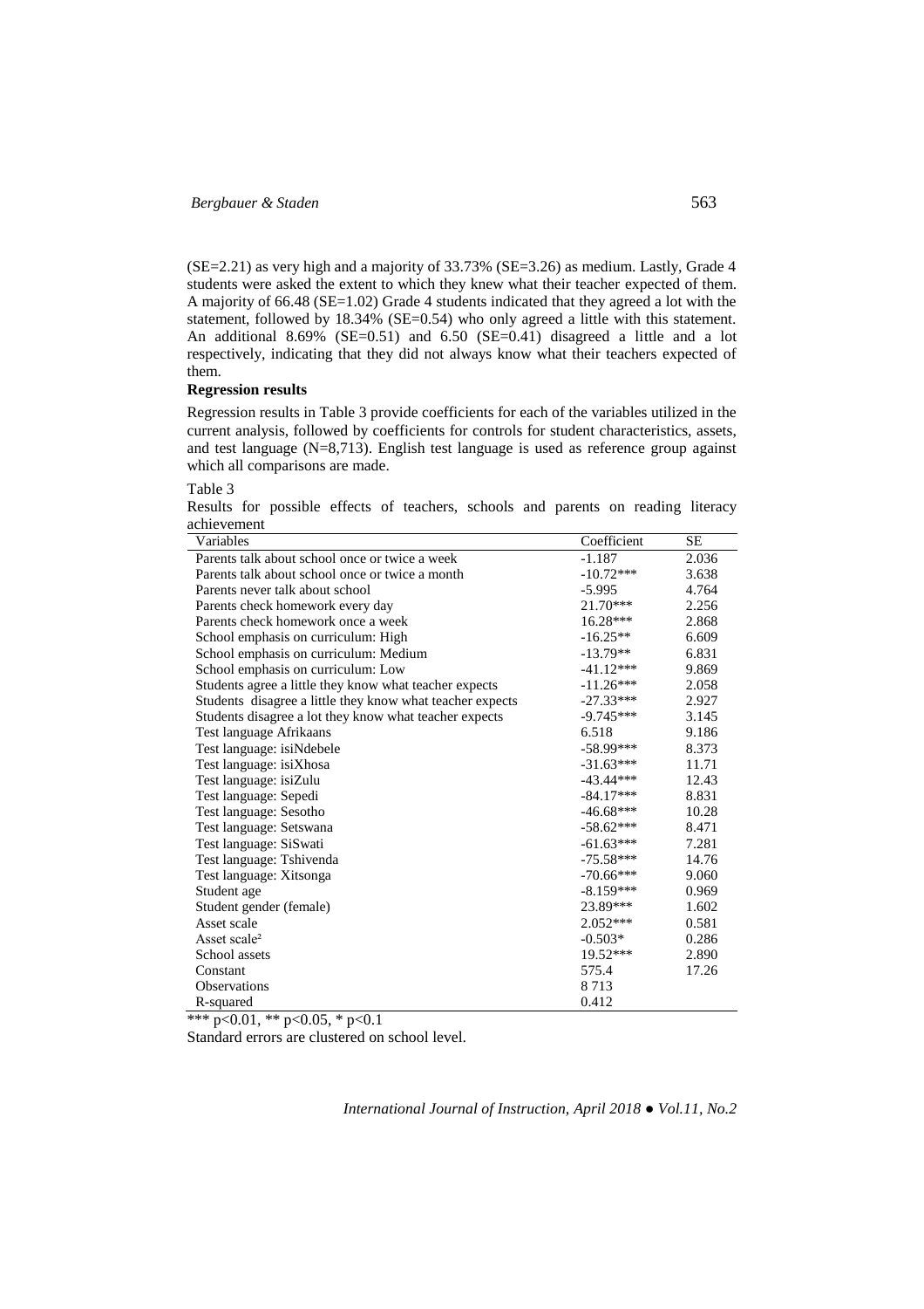(SE=2.21) as very high and a majority of 33.73% (SE=3.26) as medium. Lastly, Grade 4 students were asked the extent to which they knew what their teacher expected of them. A majority of 66.48 (SE=1.02) Grade 4 students indicated that they agreed a lot with the statement, followed by 18.34% (SE=0.54) who only agreed a little with this statement. An additional 8.69% (SE=0.51) and 6.50 (SE=0.41) disagreed a little and a lot respectively, indicating that they did not always know what their teachers expected of them.

**Regression results**

Regression results in Table 3 provide coefficients for each of the variables utilized in the current analysis, followed by coefficients for controls for student characteristics, assets, and test language (N=8,713). English test language is used as reference group against which all comparisons are made.

Table 3

Results for possible effects of teachers, schools and parents on reading literacy achievement

| Variables | Coefficient | SE |
|---|---|---|
| Parents talk about school once or twice a week | -1.187 | 2.036 |
| Parents talk about school once or twice a month | -10.72*** | 3.638 |
| Parents never talk about school | -5.995 | 4.764 |
| Parents check homework every day | 21.70*** | 2.256 |
| Parents check homework once a week | 16.28*** | 2.868 |
| School emphasis on curriculum: High | -16.25** | 6.609 |
| School emphasis on curriculum: Medium | -13.79** | 6.831 |
| School emphasis on curriculum: Low | -41.12*** | 9.869 |
| Students agree a little they know what teacher expects | -11.26*** | 2.058 |
| Students disagree a little they know what teacher expects | -27.33*** | 2.927 |
| Students disagree a lot they know what teacher expects | -9.745*** | 3.145 |
| Test language Afrikaans | 6.518 | 9.186 |
| Test language: isiNdebele | -58.99*** | 8.373 |
| Test language: isiXhosa | -31.63*** | 11.71 |
| Test language: isiZulu | -43.44*** | 12.43 |
| Test language: Sepedi | -84.17*** | 8.831 |
| Test language: Sesotho | -46.68*** | 10.28 |
| Test language: Setswana | -58.62*** | 8.471 |
| Test language: SiSwati | -61.63*** | 7.281 |
| Test language: Tshivenda | -75.58*** | 14.76 |
| Test language: Xitsonga | -70.66*** | 9.060 |
| Student age | -8.159*** | 0.969 |
| Student gender (female) | 23.89*** | 1.602 |
| Asset scale | 2.052*** | 0.581 |
| Asset scale² | -0.503* | 0.286 |
| School assets | 19.52*** | 2.890 |
| Constant | 575.4 | 17.26 |
| Observations | 8 713 | |
| R-squared | 0.412 | |

*** $p<0.01$, ** $p<0.05$, * $p<0.1$

Standard errors are clustered on school level.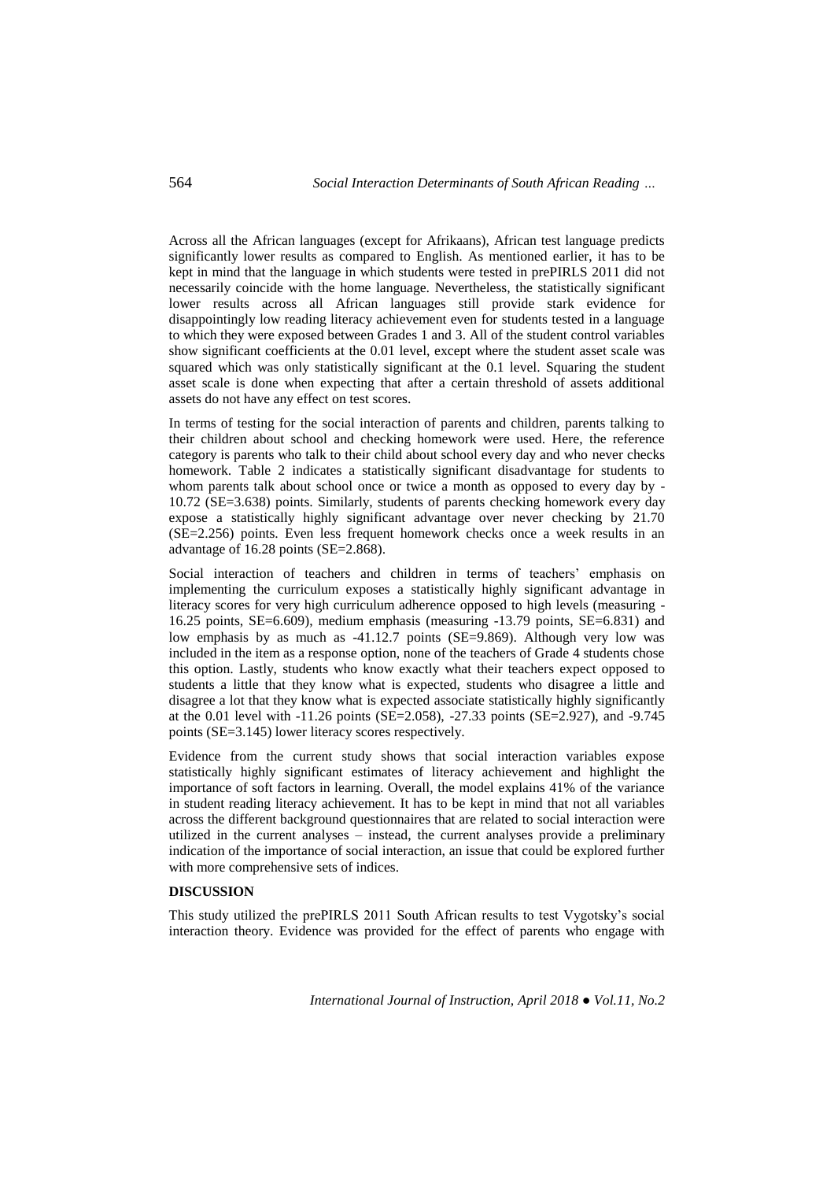Across all the African languages (except for Afrikaans), African test language predicts significantly lower results as compared to English. As mentioned earlier, it has to be kept in mind that the language in which students were tested in prePIRLS 2011 did not necessarily coincide with the home language. Nevertheless, the statistically significant lower results across all African languages still provide stark evidence for disappointingly low reading literacy achievement even for students tested in a language to which they were exposed between Grades 1 and 3. All of the student control variables show significant coefficients at the 0.01 level, except where the student asset scale was squared which was only statistically significant at the 0.1 level. Squaring the student asset scale is done when expecting that after a certain threshold of assets additional assets do not have any effect on test scores.

In terms of testing for the social interaction of parents and children, parents talking to their children about school and checking homework were used. Here, the reference category is parents who talk to their child about school every day and who never checks homework. Table 2 indicates a statistically significant disadvantage for students to whom parents talk about school once or twice a month as opposed to every day by -10.72 (SE=3.638) points. Similarly, students of parents checking homework every day expose a statistically highly significant advantage over never checking by 21.70 (SE=2.256) points. Even less frequent homework checks once a week results in an advantage of 16.28 points (SE=2.868).

Social interaction of teachers and children in terms of teachers' emphasis on implementing the curriculum exposes a statistically highly significant advantage in literacy scores for very high curriculum adherence opposed to high levels (measuring -16.25 points, SE=6.609), medium emphasis (measuring -13.79 points, SE=6.831) and low emphasis by as much as -41.12.7 points (SE=9.869). Although very low was included in the item as a response option, none of the teachers of Grade 4 students chose this option. Lastly, students who know exactly what their teachers expect opposed to students a little that they know what is expected, students who disagree a little and disagree a lot that they know what is expected associate statistically highly significantly at the 0.01 level with -11.26 points (SE=2.058), -27.33 points (SE=2.927), and -9.745 points (SE=3.145) lower literacy scores respectively.

Evidence from the current study shows that social interaction variables expose statistically highly significant estimates of literacy achievement and highlight the importance of soft factors in learning. Overall, the model explains 41% of the variance in student reading literacy achievement. It has to be kept in mind that not all variables across the different background questionnaires that are related to social interaction were utilized in the current analyses – instead, the current analyses provide a preliminary indication of the importance of social interaction, an issue that could be explored further with more comprehensive sets of indices.

## DISCUSSION

This study utilized the prePIRLS 2011 South African results to test Vygotsky's social interaction theory. Evidence was provided for the effect of parents who engage with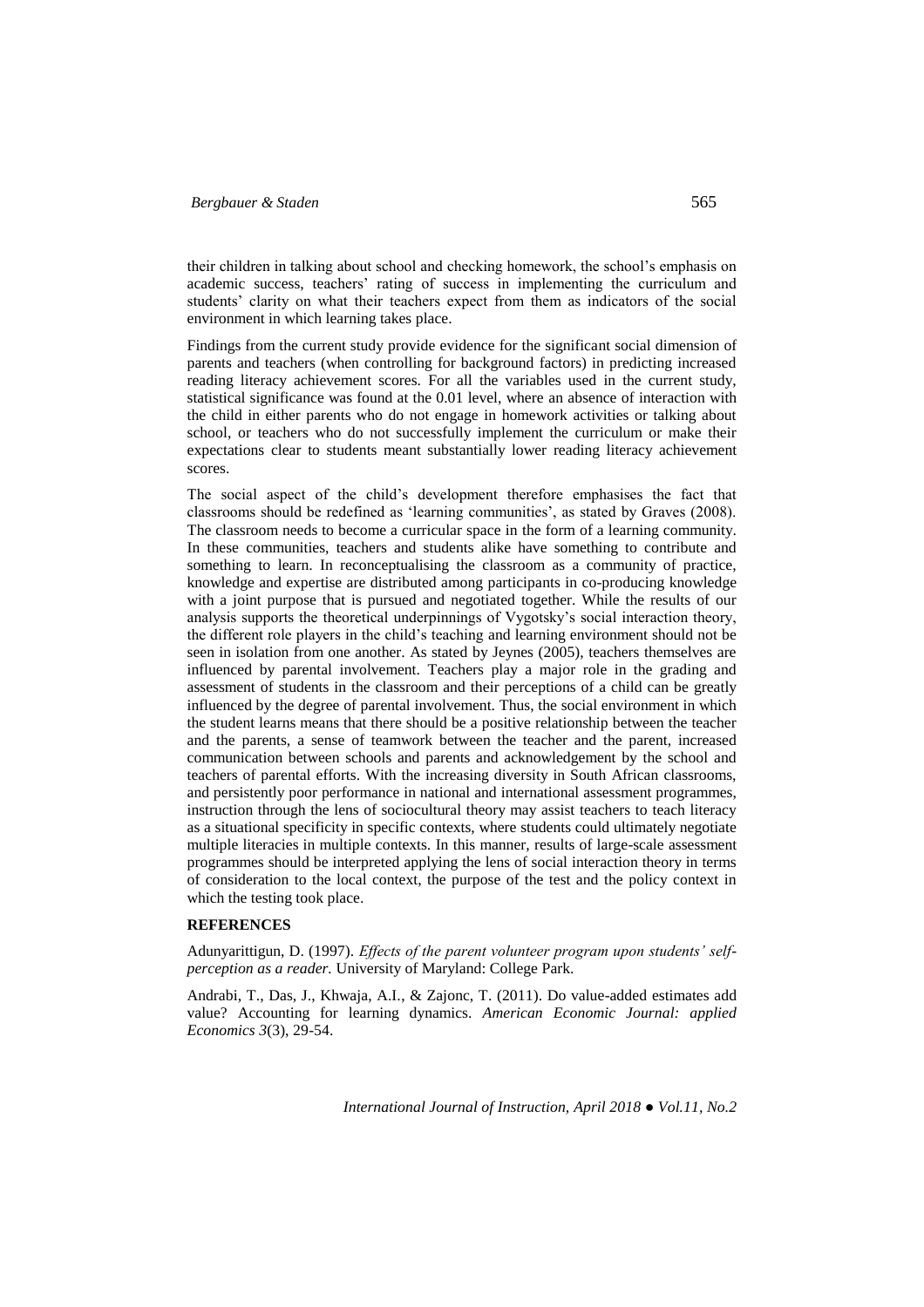their children in talking about school and checking homework, the school's emphasis on academic success, teachers' rating of success in implementing the curriculum and students' clarity on what their teachers expect from them as indicators of the social environment in which learning takes place.

Findings from the current study provide evidence for the significant social dimension of parents and teachers (when controlling for background factors) in predicting increased reading literacy achievement scores. For all the variables used in the current study, statistical significance was found at the 0.01 level, where an absence of interaction with the child in either parents who do not engage in homework activities or talking about school, or teachers who do not successfully implement the curriculum or make their expectations clear to students meant substantially lower reading literacy achievement scores.

The social aspect of the child's development therefore emphasises the fact that classrooms should be redefined as 'learning communities', as stated by Graves (2008). The classroom needs to become a curricular space in the form of a learning community. In these communities, teachers and students alike have something to contribute and something to learn. In reconceptualising the classroom as a community of practice, knowledge and expertise are distributed among participants in co-producing knowledge with a joint purpose that is pursued and negotiated together. While the results of our analysis supports the theoretical underpinnings of Vygotsky's social interaction theory, the different role players in the child's teaching and learning environment should not be seen in isolation from one another. As stated by Jeynes (2005), teachers themselves are influenced by parental involvement. Teachers play a major role in the grading and assessment of students in the classroom and their perceptions of a child can be greatly influenced by the degree of parental involvement. Thus, the social environment in which the student learns means that there should be a positive relationship between the teacher and the parents, a sense of teamwork between the teacher and the parent, increased communication between schools and parents and acknowledgement by the school and teachers of parental efforts. With the increasing diversity in South African classrooms, and persistently poor performance in national and international assessment programmes, instruction through the lens of sociocultural theory may assist teachers to teach literacy as a situational specificity in specific contexts, where students could ultimately negotiate multiple literacies in multiple contexts. In this manner, results of large-scale assessment programmes should be interpreted applying the lens of social interaction theory in terms of consideration to the local context, the purpose of the test and the policy context in which the testing took place.

## REFERENCES

Adunyarittigun, D. (1997). *Effects of the parent volunteer program upon students' self-perception as a reader.* University of Maryland: College Park.

Andrabi, T., Das, J., Khwaja, A.I., & Zajonc, T. (2011). Do value-added estimates add value? Accounting for learning dynamics. *American Economic Journal: applied Economics 3*(3), 29-54.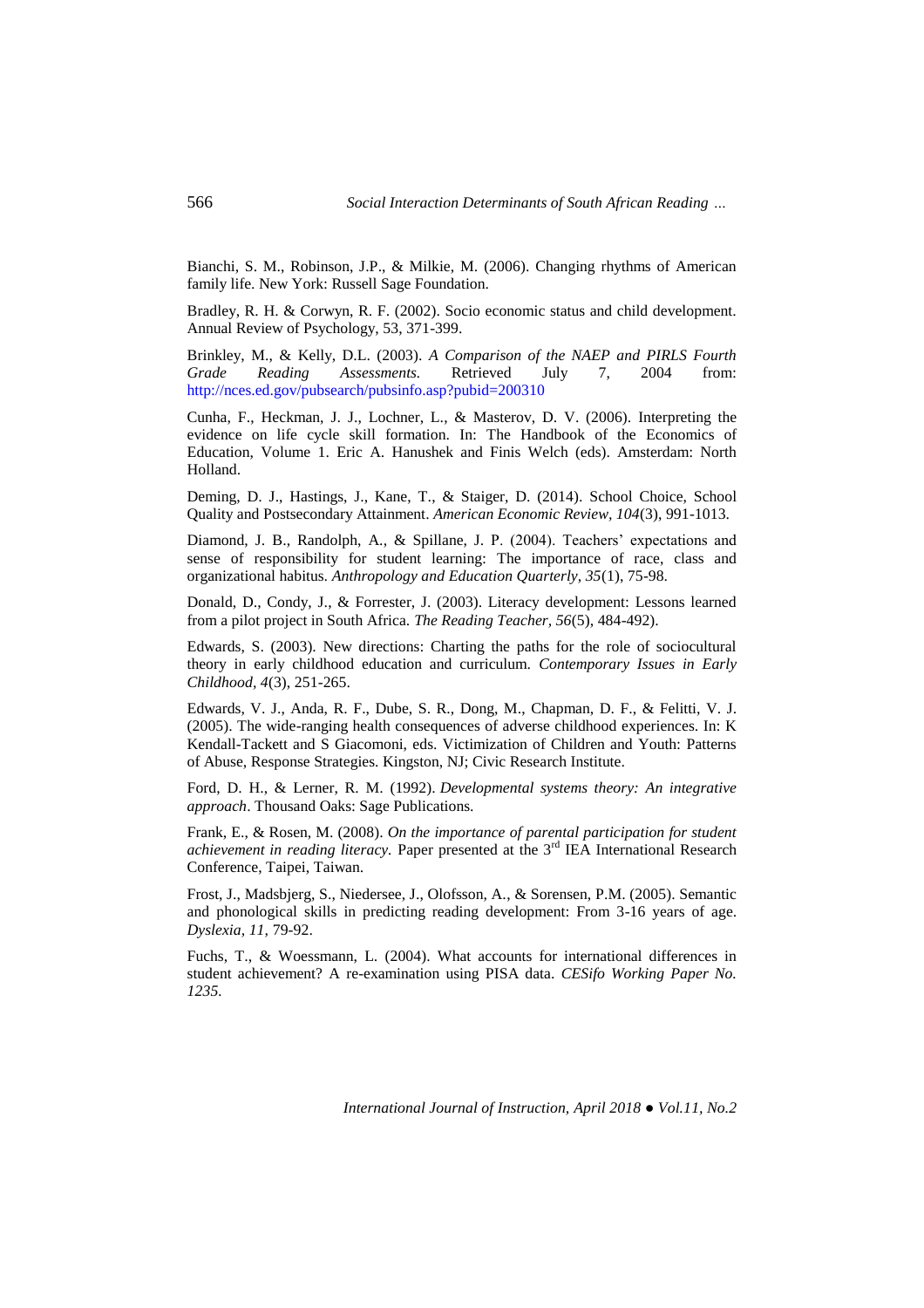Bianchi, S. M., Robinson, J.P., & Milkie, M. (2006). Changing rhythms of American family life. New York: Russell Sage Foundation.

Bradley, R. H. & Corwyn, R. F. (2002). Socio economic status and child development. Annual Review of Psychology, 53, 371-399.

Brinkley, M., & Kelly, D.L. (2003). *A Comparison of the NAEP and PIRLS Fourth Grade Reading Assessments.* Retrieved July 7, 2004 from: http://nces.ed.gov/pubsearch/pubsinfo.asp?pubid=200310

Cunha, F., Heckman, J. J., Lochner, L., & Masterov, D. V. (2006). Interpreting the evidence on life cycle skill formation. In: The Handbook of the Economics of Education, Volume 1. Eric A. Hanushek and Finis Welch (eds). Amsterdam: North Holland.

Deming, D. J., Hastings, J., Kane, T., & Staiger, D. (2014). School Choice, School Quality and Postsecondary Attainment. *American Economic Review, 104*(3), 991-1013.

Diamond, J. B., Randolph, A., & Spillane, J. P. (2004). Teachers' expectations and sense of responsibility for student learning: The importance of race, class and organizational habitus. *Anthropology and Education Quarterly, 35*(1), 75-98.

Donald, D., Condy, J., & Forrester, J. (2003). Literacy development: Lessons learned from a pilot project in South Africa. *The Reading Teacher, 56*(5), 484-492).

Edwards, S. (2003). New directions: Charting the paths for the role of sociocultural theory in early childhood education and curriculum. *Contemporary Issues in Early Childhood, 4*(3), 251-265.

Edwards, V. J., Anda, R. F., Dube, S. R., Dong, M., Chapman, D. F., & Felitti, V. J. (2005). The wide-ranging health consequences of adverse childhood experiences. In: K Kendall-Tackett and S Giacomoni, eds. Victimization of Children and Youth: Patterns of Abuse, Response Strategies. Kingston, NJ; Civic Research Institute.

Ford, D. H., & Lerner, R. M. (1992). *Developmental systems theory: An integrative approach*. Thousand Oaks: Sage Publications.

Frank, E., & Rosen, M. (2008). *On the importance of parental participation for student achievement in reading literacy.* Paper presented at the 3rd IEA International Research Conference, Taipei, Taiwan.

Frost, J., Madsbjerg, S., Niedersee, J., Olofsson, A., & Sorensen, P.M. (2005). Semantic and phonological skills in predicting reading development: From 3-16 years of age. *Dyslexia, 11,* 79-92.

Fuchs, T., & Woessmann, L. (2004). What accounts for international differences in student achievement? A re-examination using PISA data. *CESifo Working Paper No. 1235.*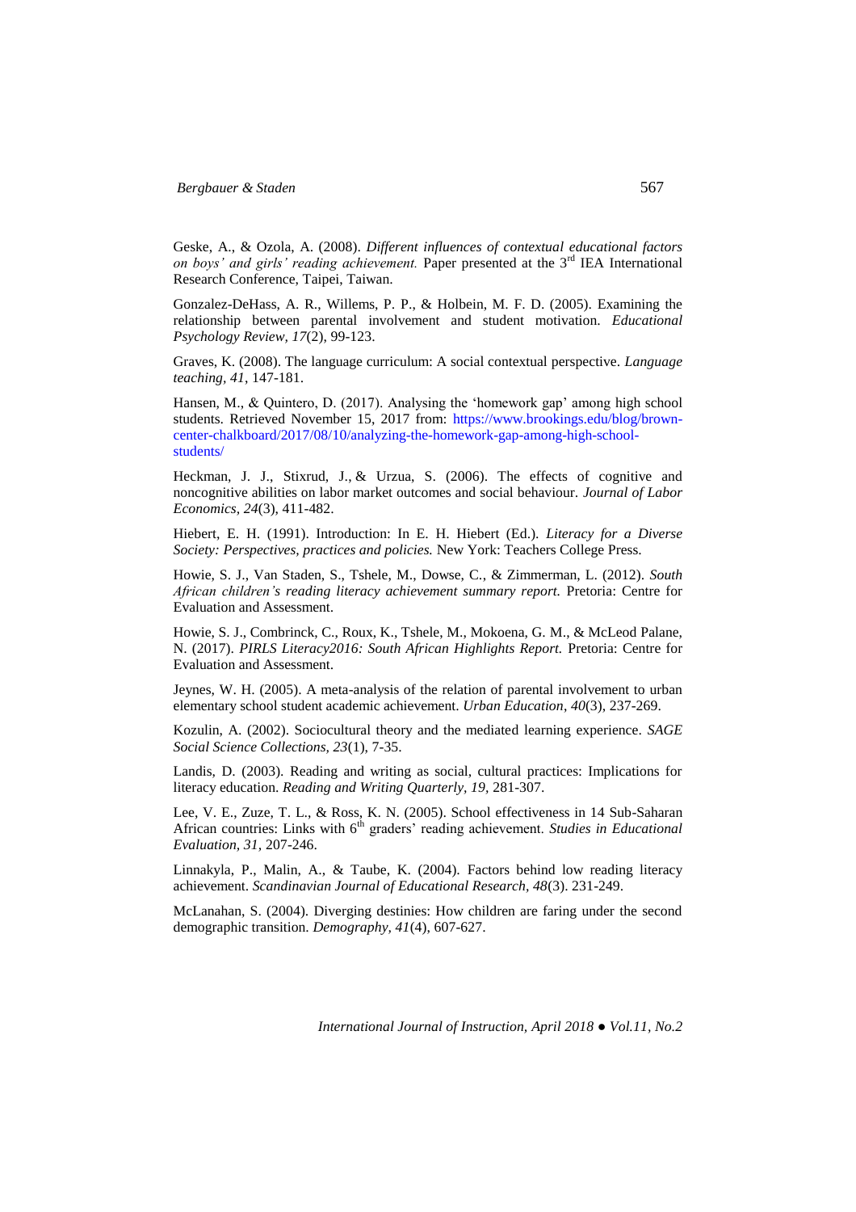Geske, A., & Ozola, A. (2008). *Different influences of contextual educational factors on boys' and girls' reading achievement.* Paper presented at the 3rd IEA International Research Conference, Taipei, Taiwan.

Gonzalez-DeHass, A. R., Willems, P. P., & Holbein, M. F. D. (2005). Examining the relationship between parental involvement and student motivation. *Educational Psychology Review, 17*(2), 99-123.

Graves, K. (2008). The language curriculum: A social contextual perspective. *Language teaching, 41*, 147-181.

Hansen, M., & Quintero, D. (2017). Analysing the 'homework gap' among high school students. Retrieved November 15, 2017 from: https://www.brookings.edu/blog/brown-center-chalkboard/2017/08/10/analyzing-the-homework-gap-among-high-school-students/

Heckman, J. J., Stixrud, J., & Urzua, S. (2006). The effects of cognitive and noncognitive abilities on labor market outcomes and social behaviour. *Journal of Labor Economics, 24*(3), 411-482.

Hiebert, E. H. (1991). Introduction: In E. H. Hiebert (Ed.). *Literacy for a Diverse Society: Perspectives, practices and policies.* New York: Teachers College Press.

Howie, S. J., Van Staden, S., Tshele, M., Dowse, C., & Zimmerman, L. (2012). *South African children's reading literacy achievement summary report.* Pretoria: Centre for Evaluation and Assessment.

Howie, S. J., Combrinck, C., Roux, K., Tshele, M., Mokoena, G. M., & McLeod Palane, N. (2017). *PIRLS Literacy2016: South African Highlights Report.* Pretoria: Centre for Evaluation and Assessment.

Jeynes, W. H. (2005). A meta-analysis of the relation of parental involvement to urban elementary school student academic achievement. *Urban Education, 40*(3), 237-269.

Kozulin, A. (2002). Sociocultural theory and the mediated learning experience. *SAGE Social Science Collections, 23*(1), 7-35.

Landis, D. (2003). Reading and writing as social, cultural practices: Implications for literacy education. *Reading and Writing Quarterly, 19*, 281-307.

Lee, V. E., Zuze, T. L., & Ross, K. N. (2005). School effectiveness in 14 Sub-Saharan African countries: Links with 6th graders' reading achievement. *Studies in Educational Evaluation, 31*, 207-246.

Linnakyla, P., Malin, A., & Taube, K. (2004). Factors behind low reading literacy achievement. *Scandinavian Journal of Educational Research, 48*(3). 231-249.

McLanahan, S. (2004). Diverging destinies: How children are faring under the second demographic transition. *Demography, 41*(4), 607-627.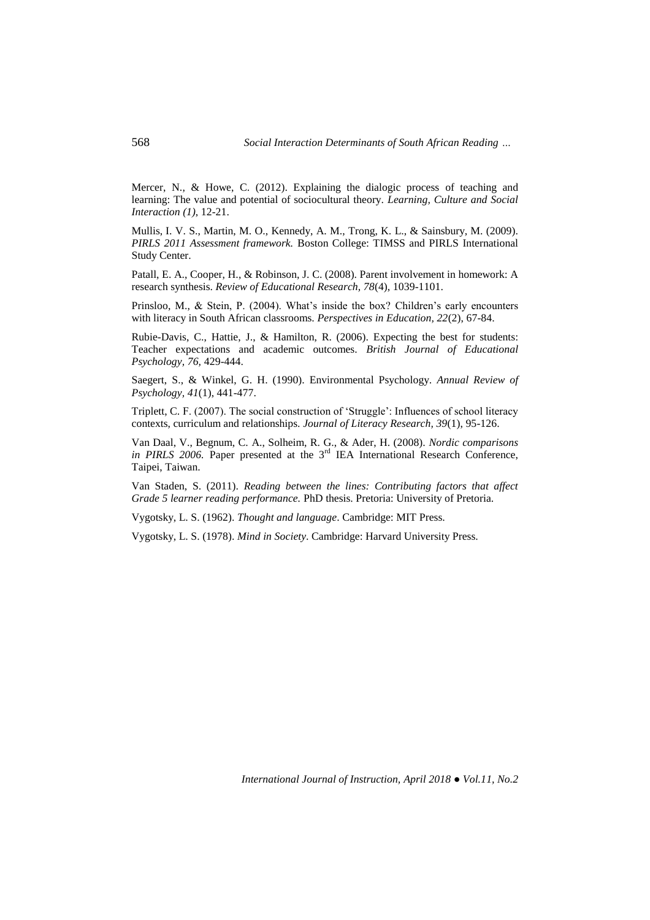Mercer, N., & Howe, C. (2012). Explaining the dialogic process of teaching and learning: The value and potential of sociocultural theory. *Learning, Culture and Social Interaction (1)*, 12-21.

Mullis, I. V. S., Martin, M. O., Kennedy, A. M., Trong, K. L., & Sainsbury, M. (2009). *PIRLS 2011 Assessment framework.* Boston College: TIMSS and PIRLS International Study Center.

Patall, E. A., Cooper, H., & Robinson, J. C. (2008). Parent involvement in homework: A research synthesis. *Review of Educational Research, 78*(4), 1039-1101.

Prinsloo, M., & Stein, P. (2004). What's inside the box? Children's early encounters with literacy in South African classrooms. *Perspectives in Education, 22*(2), 67-84.

Rubie-Davis, C., Hattie, J., & Hamilton, R. (2006). Expecting the best for students: Teacher expectations and academic outcomes. *British Journal of Educational Psychology, 76,* 429-444.

Saegert, S., & Winkel, G. H. (1990). Environmental Psychology. *Annual Review of Psychology, 41*(1), 441-477.

Triplett, C. F. (2007). The social construction of 'Struggle': Influences of school literacy contexts, curriculum and relationships. *Journal of Literacy Research, 39*(1), 95-126.

Van Daal, V., Begnum, C. A., Solheim, R. G., & Ader, H. (2008). *Nordic comparisons in PIRLS 2006.* Paper presented at the 3rd IEA International Research Conference, Taipei, Taiwan.

Van Staden, S. (2011). *Reading between the lines: Contributing factors that affect Grade 5 learner reading performance.* PhD thesis. Pretoria: University of Pretoria.

Vygotsky, L. S. (1962). *Thought and language*. Cambridge: MIT Press.

Vygotsky, L. S. (1978). *Mind in Society*. Cambridge: Harvard University Press.